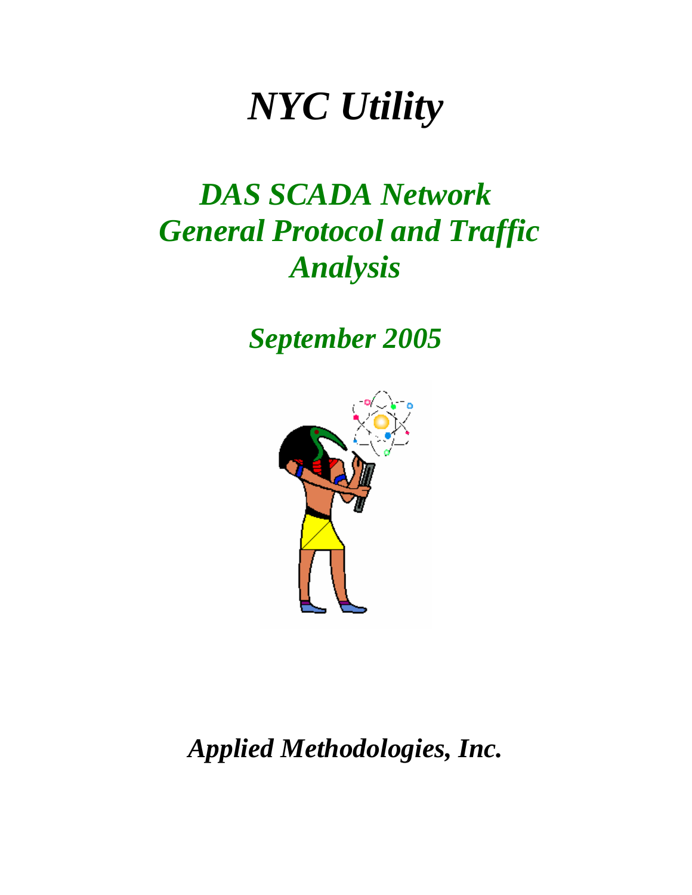# NYC Utility

## DAS SCADA Network General Protocol and Traffic Analysis

## September 2005

**Applied Methodologies, Inc.**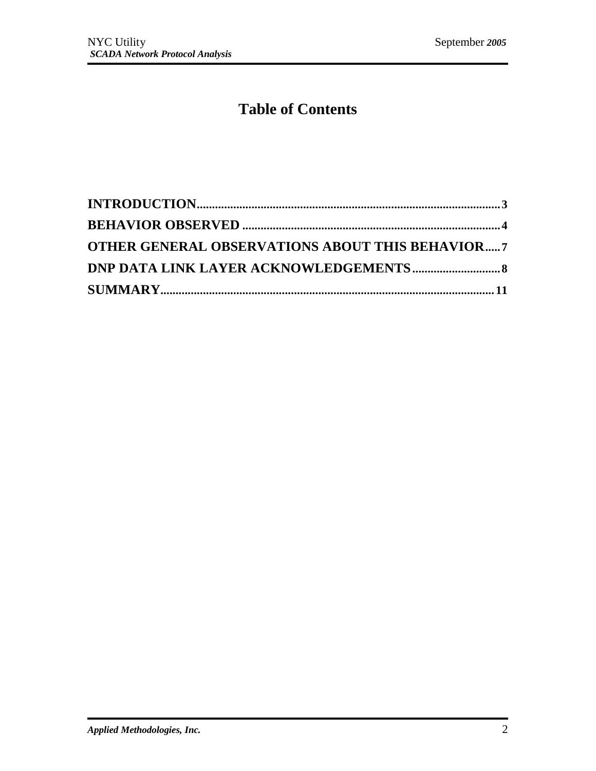# Table of Contents

**INTRODUCTION**....................................................................................................3

**BEHAVIOR OBSERVED** .....................................................................................4

**OTHER GENERAL OBSERVATIONS ABOUT THIS BEHAVIOR**.....7

**DNP DATA LINK LAYER ACKNOWLEDGEMENTS**.............................8

**SUMMARY**...............................................................................................................11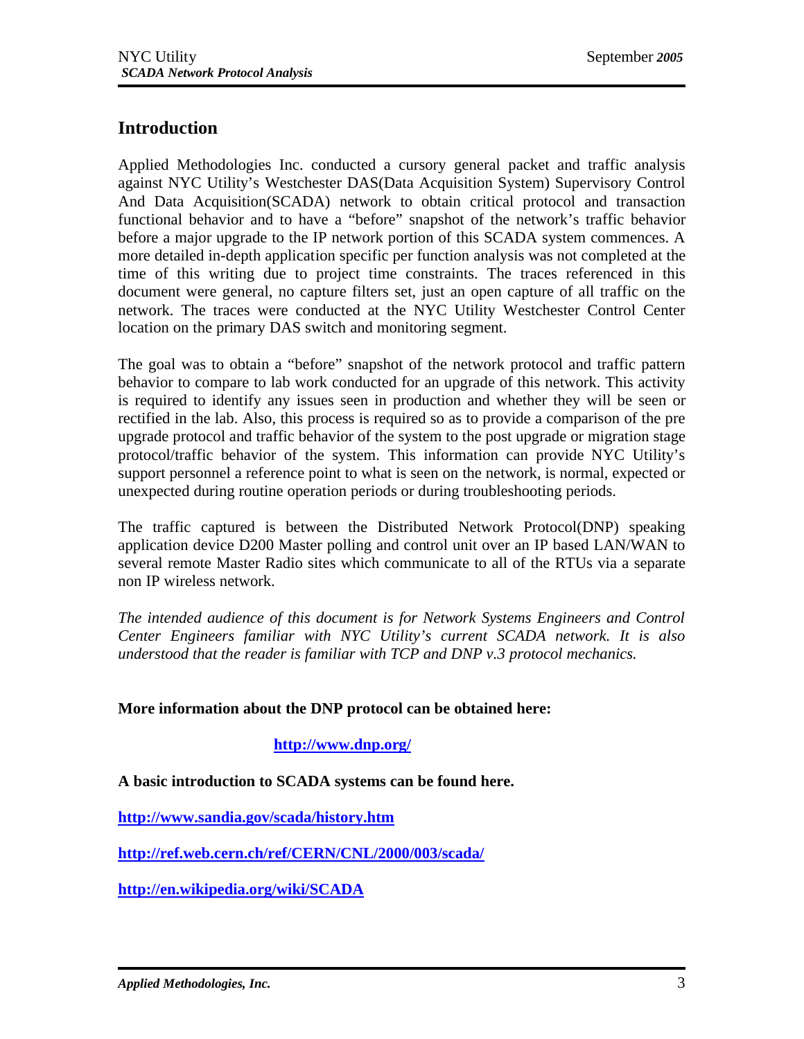## Introduction

Applied Methodologies Inc. conducted a cursory general packet and traffic analysis against NYC Utility's Westchester DAS(Data Acquisition System) Supervisory Control And Data Acquisition(SCADA) network to obtain critical protocol and transaction functional behavior and to have a "before" snapshot of the network's traffic behavior before a major upgrade to the IP network portion of this SCADA system commences. A more detailed in-depth application specific per function analysis was not completed at the time of this writing due to project time constraints. The traces referenced in this document were general, no capture filters set, just an open capture of all traffic on the network. The traces were conducted at the NYC Utility Westchester Control Center location on the primary DAS switch and monitoring segment.

The goal was to obtain a "before" snapshot of the network protocol and traffic pattern behavior to compare to lab work conducted for an upgrade of this network. This activity is required to identify any issues seen in production and whether they will be seen or rectified in the lab. Also, this process is required so as to provide a comparison of the pre upgrade protocol and traffic behavior of the system to the post upgrade or migration stage protocol/traffic behavior of the system. This information can provide NYC Utility's support personnel a reference point to what is seen on the network, is normal, expected or unexpected during routine operation periods or during troubleshooting periods.

The traffic captured is between the Distributed Network Protocol(DNP) speaking application device D200 Master polling and control unit over an IP based LAN/WAN to several remote Master Radio sites which communicate to all of the RTUs via a separate non IP wireless network.

*The intended audience of this document is for Network Systems Engineers and Control Center Engineers familiar with NYC Utility's current SCADA network. It is also understood that the reader is familiar with TCP and DNP v.3 protocol mechanics.*

**More information about the DNP protocol can be obtained here:**

**http://www.dnp.org/**

**A basic introduction to SCADA systems can be found here.**

**http://www.sandia.gov/scada/history.htm**

**http://ref.web.cern.ch/ref/CERN/CNL/2000/003/scada/**

**http://en.wikipedia.org/wiki/SCADA**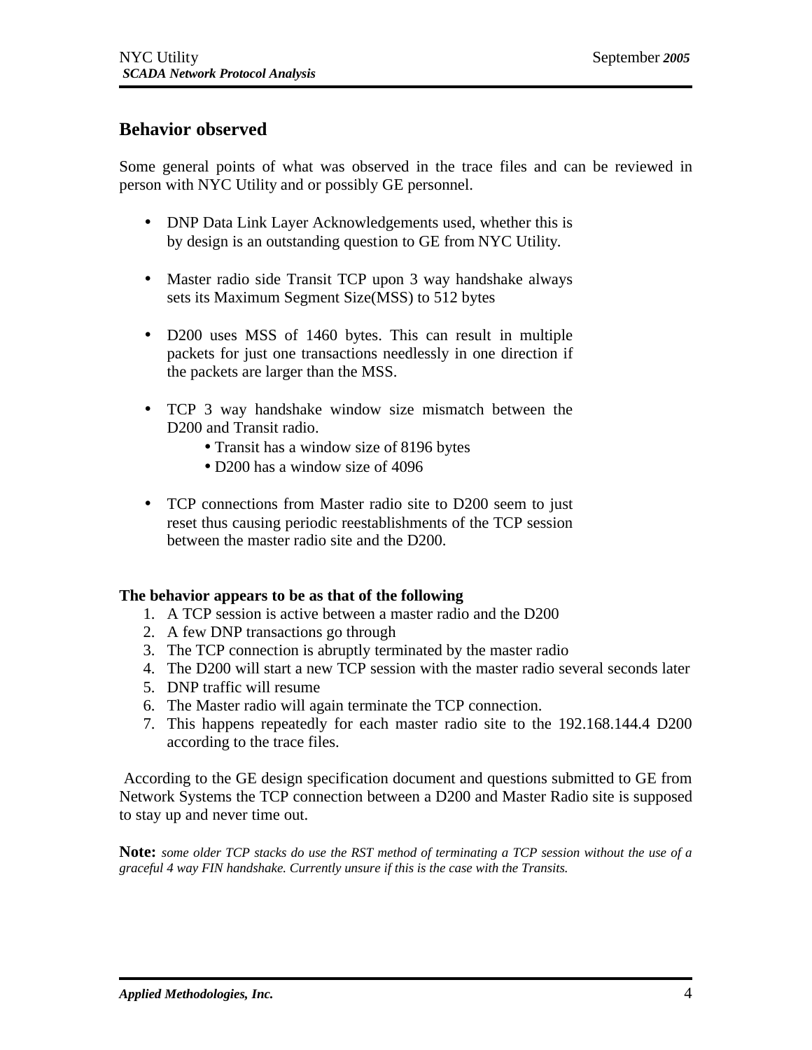## Behavior observed

Some general points of what was observed in the trace files and can be reviewed in person with NYC Utility and or possibly GE personnel.

- DNP Data Link Layer Acknowledgements used, whether this is by design is an outstanding question to GE from NYC Utility.

- Master radio side Transit TCP upon 3 way handshake always sets its Maximum Segment Size(MSS) to 512 bytes

- D200 uses MSS of 1460 bytes. This can result in multiple packets for just one transactions needlessly in one direction if the packets are larger than the MSS.

- TCP 3 way handshake window size mismatch between the D200 and Transit radio.
  - Transit has a window size of 8196 bytes
  - D200 has a window size of 4096

- TCP connections from Master radio site to D200 seem to just reset thus causing periodic reestablishments of the TCP session between the master radio site and the D200.

**The behavior appears to be as that of the following**

1. A TCP session is active between a master radio and the D200
2. A few DNP transactions go through
3. The TCP connection is abruptly terminated by the master radio
4. The D200 will start a new TCP session with the master radio several seconds later
5. DNP traffic will resume
6. The Master radio will again terminate the TCP connection.
7. This happens repeatedly for each master radio site to the 192.168.144.4 D200 according to the trace files.

According to the GE design specification document and questions submitted to GE from Network Systems the TCP connection between a D200 and Master Radio site is supposed to stay up and never time out.

**Note:** *some older TCP stacks do use the RST method of terminating a TCP session without the use of a graceful 4 way FIN handshake. Currently unsure if this is the case with the Transits.*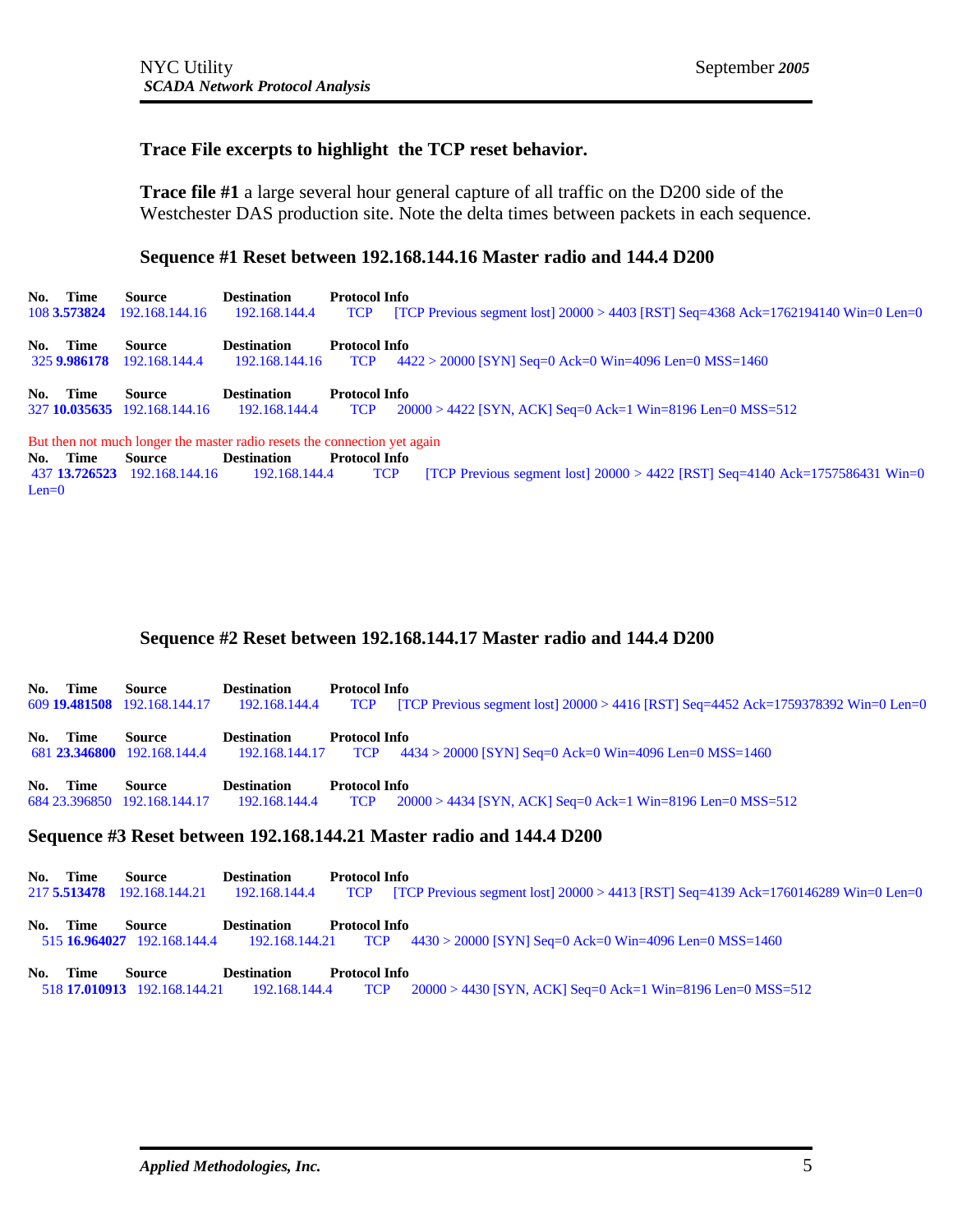### Trace File excerpts to highlight the TCP reset behavior.

**Trace file #1** a large several hour general capture of all traffic on the D200 side of the Westchester DAS production site. Note the delta times between packets in each sequence.

### Sequence #1 Reset between 192.168.144.16 Master radio and 144.4 D200

| No. | Time | Source | Destination | Protocol | Info |
|---|---|---|---|---|---|
| 108 | **3.573824** | 192.168.144.16 | 192.168.144.4 | TCP | [TCP Previous segment lost] 20000 > 4403 [RST] Seq=4368 Ack=1762194140 Win=0 Len=0 |

| No. | Time | Source | Destination | Protocol | Info |
|---|---|---|---|---|---|
| 325 | **9.986178** | 192.168.144.4 | 192.168.144.16 | TCP | 4422 > 20000 [SYN] Seq=0 Ack=0 Win=4096 Len=0 MSS=1460 |

| No. | Time | Source | Destination | Protocol | Info |
|---|---|---|---|---|---|
| 327 | **10.035635** | 192.168.144.16 | 192.168.144.4 | TCP | 20000 > 4422 [SYN, ACK] Seq=0 Ack=1 Win=8196 Len=0 MSS=512 |

But then not much longer the master radio resets the connection yet again

| No. | Time | Source | Destination | Protocol | Info |
|---|---|---|---|---|---|
| 437 | **13.726523** | 192.168.144.16 | 192.168.144.4 | TCP | [TCP Previous segment lost] 20000 > 4422 [RST] Seq=4140 Ack=1757586431 Win=0 Len=0 |

### Sequence #2 Reset between 192.168.144.17 Master radio and 144.4 D200

| No. | Time | Source | Destination | Protocol | Info |
|---|---|---|---|---|---|
| 609 | **19.481508** | 192.168.144.17 | 192.168.144.4 | TCP | [TCP Previous segment lost] 20000 > 4416 [RST] Seq=4452 Ack=1759378392 Win=0 Len=0 |

| No. | Time | Source | Destination | Protocol | Info |
|---|---|---|---|---|---|
| 681 | **23.346800** | 192.168.144.4 | 192.168.144.17 | TCP | 4434 > 20000 [SYN] Seq=0 Ack=0 Win=4096 Len=0 MSS=1460 |

| No. | Time | Source | Destination | Protocol | Info |
|---|---|---|---|---|---|
| 684 | 23.396850 | 192.168.144.17 | 192.168.144.4 | TCP | 20000 > 4434 [SYN, ACK] Seq=0 Ack=1 Win=8196 Len=0 MSS=512 |

### Sequence #3 Reset between 192.168.144.21 Master radio and 144.4 D200

| No. | Time | Source | Destination | Protocol | Info |
|---|---|---|---|---|---|
| 217 | **5.513478** | 192.168.144.21 | 192.168.144.4 | TCP | [TCP Previous segment lost] 20000 > 4413 [RST] Seq=4139 Ack=1760146289 Win=0 Len=0 |

| No. | Time | Source | Destination | Protocol | Info |
|---|---|---|---|---|---|
| 515 | **16.964027** | 192.168.144.4 | 192.168.144.21 | TCP | 4430 > 20000 [SYN] Seq=0 Ack=0 Win=4096 Len=0 MSS=1460 |

| No. | Time | Source | Destination | Protocol | Info |
|---|---|---|---|---|---|
| 518 | **17.010913** | 192.168.144.21 | 192.168.144.4 | TCP | 20000 > 4430 [SYN, ACK] Seq=0 Ack=1 Win=8196 Len=0 MSS=512 |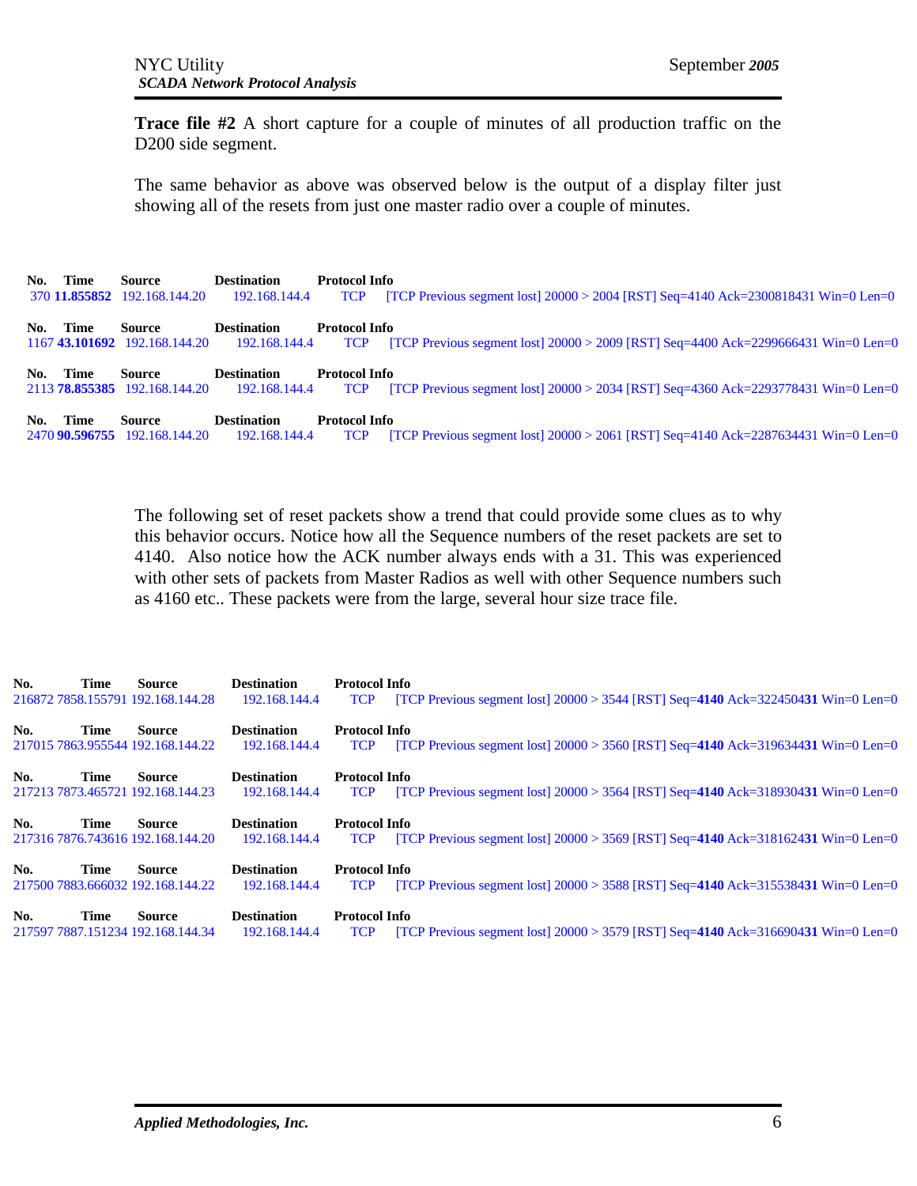**Trace file #2** A short capture for a couple of minutes of all production traffic on the D200 side segment.

The same behavior as above was observed below is the output of a display filter just showing all of the resets from just one master radio over a couple of minutes.

| No. | Time | Source | Destination | Protocol | Info |
|---|---|---|---|---|---|
| 370 | **11.855852** | 192.168.144.20 | 192.168.144.4 | TCP | [TCP Previous segment lost] 20000 > 2004 [RST] Seq=4140 Ack=2300818431 Win=0 Len=0 |
| 1167 | **43.101692** | 192.168.144.20 | 192.168.144.4 | TCP | [TCP Previous segment lost] 20000 > 2009 [RST] Seq=4400 Ack=2299666431 Win=0 Len=0 |
| 2113 | **78.855385** | 192.168.144.20 | 192.168.144.4 | TCP | [TCP Previous segment lost] 20000 > 2034 [RST] Seq=4360 Ack=2293778431 Win=0 Len=0 |
| 2470 | **90.596755** | 192.168.144.20 | 192.168.144.4 | TCP | [TCP Previous segment lost] 20000 > 2061 [RST] Seq=4140 Ack=2287634431 Win=0 Len=0 |

The following set of reset packets show a trend that could provide some clues as to why this behavior occurs. Notice how all the Sequence numbers of the reset packets are set to 4140. Also notice how the ACK number always ends with a 31. This was experienced with other sets of packets from Master Radios as well with other Sequence numbers such as 4160 etc.. These packets were from the large, several hour size trace file.

| No. | Time | Source | Destination | Protocol | Info |
|---|---|---|---|---|---|
| 216872 | 7858.155791 | 192.168.144.28 | 192.168.144.4 | TCP | [TCP Previous segment lost] 20000 > 3544 [RST] Seq=**4140** Ack=3224504**31** Win=0 Len=0 |
| 217015 | 7863.955544 | 192.168.144.22 | 192.168.144.4 | TCP | [TCP Previous segment lost] 20000 > 3560 [RST] Seq=**4140** Ack=319634**31** Win=0 Len=0 |
| 217213 | 7873.465721 | 192.168.144.23 | 192.168.144.4 | TCP | [TCP Previous segment lost] 20000 > 3564 [RST] Seq=**4140** Ack=318930**31** Win=0 Len=0 |
| 217316 | 7876.743616 | 192.168.144.20 | 192.168.144.4 | TCP | [TCP Previous segment lost] 20000 > 3569 [RST] Seq=**4140** Ack=318162**31** Win=0 Len=0 |
| 217500 | 7883.666032 | 192.168.144.22 | 192.168.144.4 | TCP | [TCP Previous segment lost] 20000 > 3588 [RST] Seq=**4140** Ack=315538**31** Win=0 Len=0 |
| 217597 | 7887.151234 | 192.168.144.34 | 192.168.144.4 | TCP | [TCP Previous segment lost] 20000 > 3579 [RST] Seq=**4140** Ack=316690**31** Win=0 Len=0 |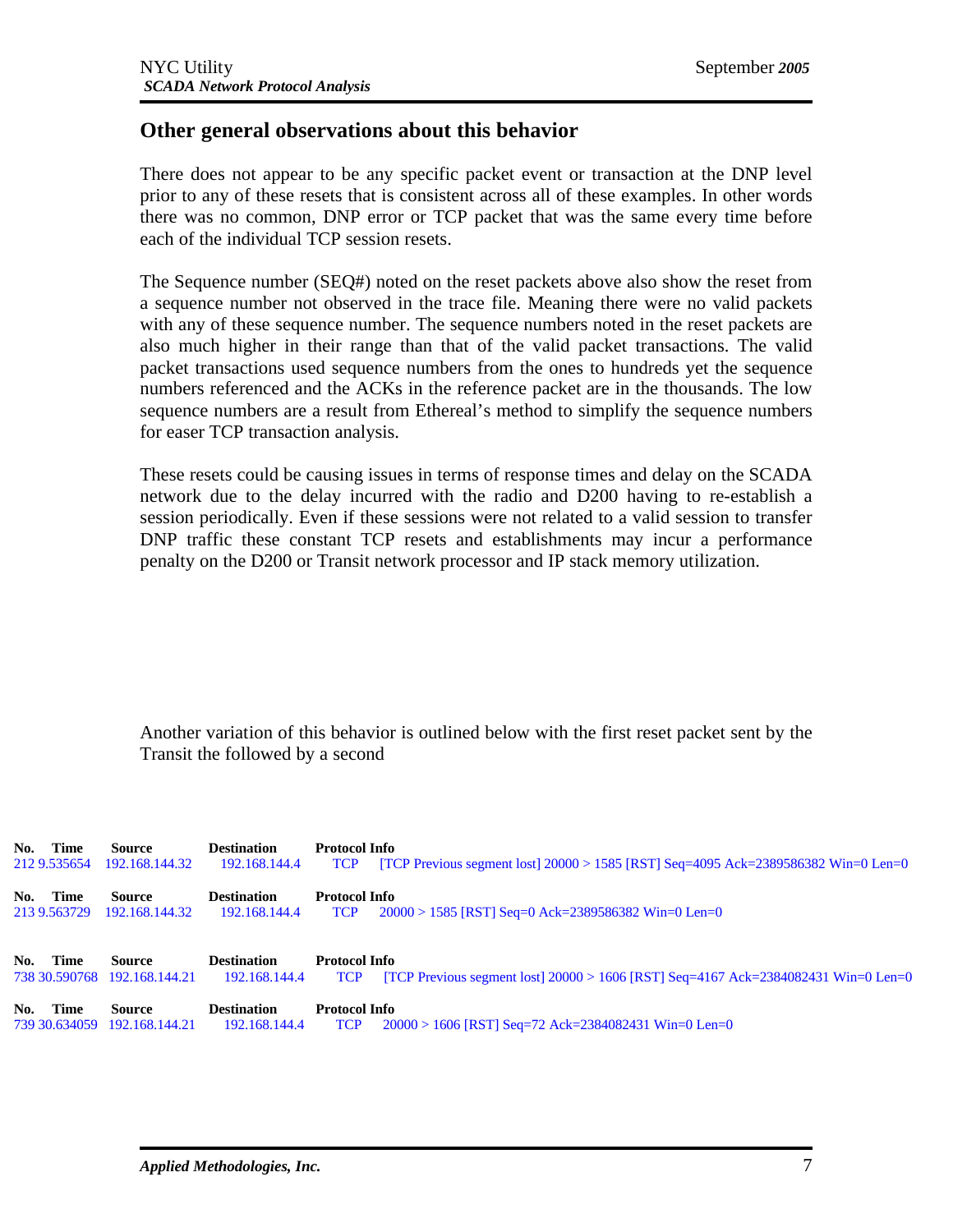## Other general observations about this behavior

There does not appear to be any specific packet event or transaction at the DNP level prior to any of these resets that is consistent across all of these examples. In other words there was no common, DNP error or TCP packet that was the same every time before each of the individual TCP session resets.

The Sequence number (SEQ#) noted on the reset packets above also show the reset from a sequence number not observed in the trace file. Meaning there were no valid packets with any of these sequence number. The sequence numbers noted in the reset packets are also much higher in their range than that of the valid packet transactions. The valid packet transactions used sequence numbers from the ones to hundreds yet the sequence numbers referenced and the ACKs in the reference packet are in the thousands. The low sequence numbers are a result from Ethereal's method to simplify the sequence numbers for easer TCP transaction analysis.

These resets could be causing issues in terms of response times and delay on the SCADA network due to the delay incurred with the radio and D200 having to re-establish a session periodically. Even if these sessions were not related to a valid session to transfer DNP traffic these constant TCP resets and establishments may incur a performance penalty on the D200 or Transit network processor and IP stack memory utilization.

Another variation of this behavior is outlined below with the first reset packet sent by the Transit the followed by a second

| No. | Time | Source | Destination | Protocol | Info |
|---|---|---|---|---|---|
| 212 | 9.535654 | 192.168.144.32 | 192.168.144.4 | TCP | [TCP Previous segment lost] 20000 > 1585 [RST] Seq=4095 Ack=2389586382 Win=0 Len=0 |

| No. | Time | Source | Destination | Protocol | Info |
|---|---|---|---|---|---|
| 213 | 9.563729 | 192.168.144.32 | 192.168.144.4 | TCP | 20000 > 1585 [RST] Seq=0 Ack=2389586382 Win=0 Len=0 |

| No. | Time | Source | Destination | Protocol | Info |
|---|---|---|---|---|---|
| 738 | 30.590768 | 192.168.144.21 | 192.168.144.4 | TCP | [TCP Previous segment lost] 20000 > 1606 [RST] Seq=4167 Ack=2384082431 Win=0 Len=0 |

| No. | Time | Source | Destination | Protocol | Info |
|---|---|---|---|---|---|
| 739 | 30.634059 | 192.168.144.21 | 192.168.144.4 | TCP | 20000 > 1606 [RST] Seq=72 Ack=2384082431 Win=0 Len=0 |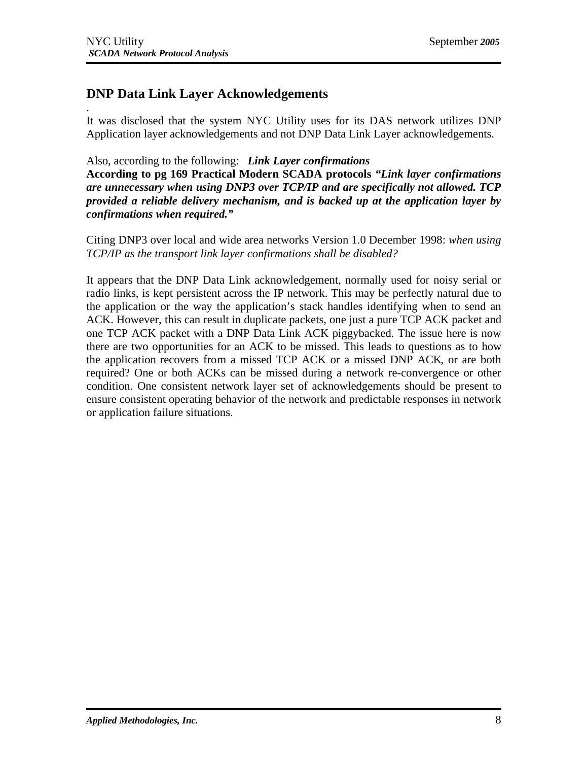## DNP Data Link Layer Acknowledgements

.

It was disclosed that the system NYC Utility uses for its DAS network utilizes DNP Application layer acknowledgements and not DNP Data Link Layer acknowledgements.

Also, according to the following: ***Link Layer confirmations***
**According to pg 169 Practical Modern SCADA protocols *"Link layer confirmations are unnecessary when using DNP3 over TCP/IP and are specifically not allowed. TCP provided a reliable delivery mechanism, and is backed up at the application layer by confirmations when required."***

Citing DNP3 over local and wide area networks Version 1.0 December 1998: *when using TCP/IP as the transport link layer confirmations shall be disabled?*

It appears that the DNP Data Link acknowledgement, normally used for noisy serial or radio links, is kept persistent across the IP network. This may be perfectly natural due to the application or the way the application's stack handles identifying when to send an ACK. However, this can result in duplicate packets, one just a pure TCP ACK packet and one TCP ACK packet with a DNP Data Link ACK piggybacked. The issue here is now there are two opportunities for an ACK to be missed. This leads to questions as to how the application recovers from a missed TCP ACK or a missed DNP ACK, or are both required? One or both ACKs can be missed during a network re-convergence or other condition. One consistent network layer set of acknowledgements should be present to ensure consistent operating behavior of the network and predictable responses in network or application failure situations.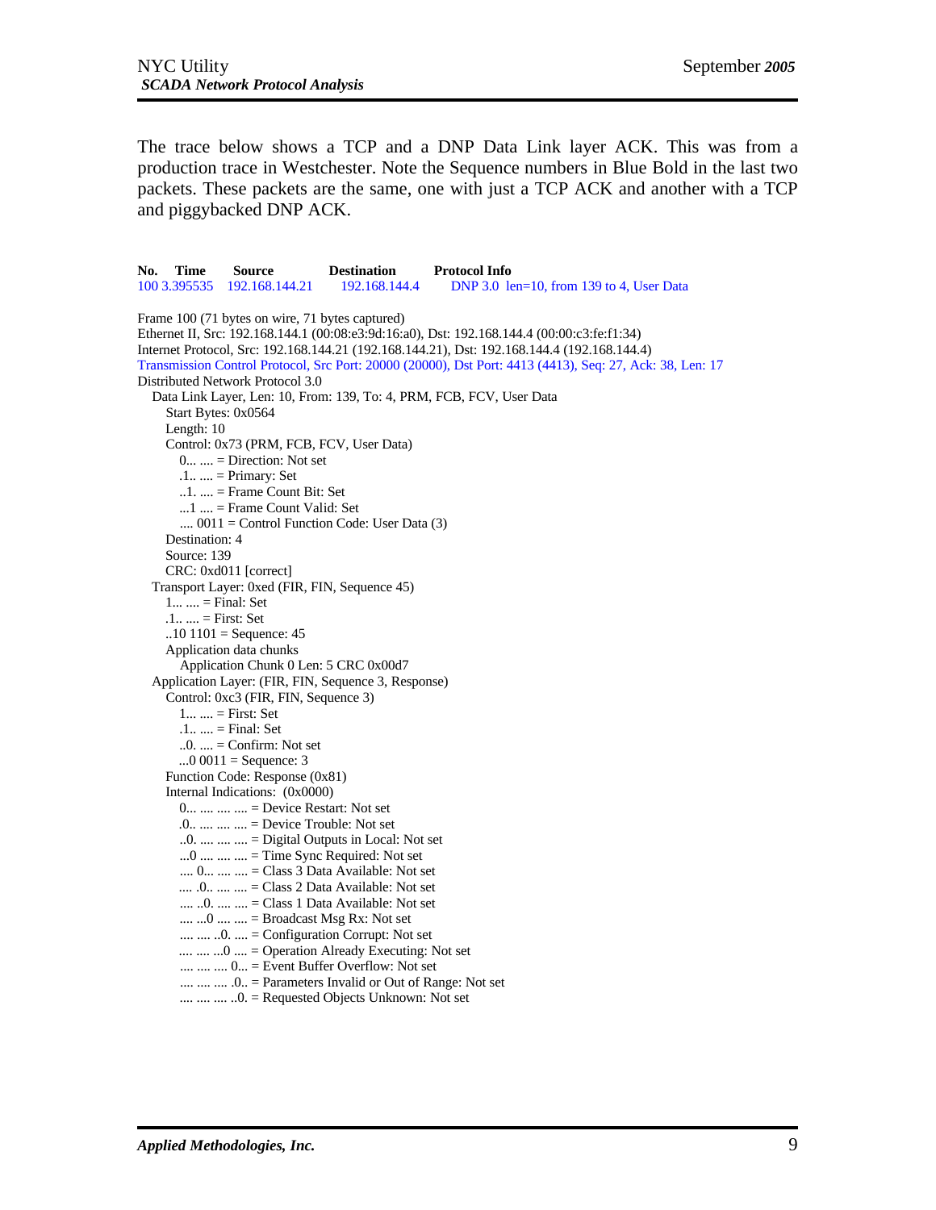The trace below shows a TCP and a DNP Data Link layer ACK. This was from a production trace in Westchester. Note the Sequence numbers in Blue Bold in the last two packets. These packets are the same, one with just a TCP ACK and another with a TCP and piggybacked DNP ACK.

```
No.  Time      Source          Destination     Protocol Info
100 3.395535   192.168.144.21  192.168.144.4   DNP 3.0  len=10, from 139 to 4, User Data

Frame 100 (71 bytes on wire, 71 bytes captured)
Ethernet II, Src: 192.168.144.1 (00:08:e3:9d:16:a0), Dst: 192.168.144.4 (00:00:c3:fe:f1:34)
Internet Protocol, Src: 192.168.144.21 (192.168.144.21), Dst: 192.168.144.4 (192.168.144.4)
Transmission Control Protocol, Src Port: 20000 (20000), Dst Port: 4413 (4413), Seq: 27, Ack: 38, Len: 17
Distributed Network Protocol 3.0
   Data Link Layer, Len: 10, From: 139, To: 4, PRM, FCB, FCV, User Data
      Start Bytes: 0x0564
      Length: 10
      Control: 0x73 (PRM, FCB, FCV, User Data)
         0... .... = Direction: Not set
         .1.. .... = Primary: Set
         ..1. .... = Frame Count Bit: Set
         ...1 .... = Frame Count Valid: Set
         .... 0011 = Control Function Code: User Data (3)
      Destination: 4
      Source: 139
      CRC: 0xd011 [correct]
   Transport Layer: 0xed (FIR, FIN, Sequence 45)
      1... .... = Final: Set
      .1.. .... = First: Set
      ..10 1101 = Sequence: 45
      Application data chunks
         Application Chunk 0 Len: 5 CRC 0x00d7
   Application Layer: (FIR, FIN, Sequence 3, Response)
      Control: 0xc3 (FIR, FIN, Sequence 3)
         1... .... = First: Set
         .1.. .... = Final: Set
         ..0. .... = Confirm: Not set
         ...0 0011 = Sequence: 3
      Function Code: Response (0x81)
      Internal Indications:  (0x0000)
         0... .... .... .... = Device Restart: Not set
         .0.. .... .... .... = Device Trouble: Not set
         ..0. .... .... .... = Digital Outputs in Local: Not set
         ...0 .... .... .... = Time Sync Required: Not set
         .... 0... .... .... = Class 3 Data Available: Not set
         .... .0.. .... .... = Class 2 Data Available: Not set
         .... ..0. .... .... = Class 1 Data Available: Not set
         .... ...0 .... .... = Broadcast Msg Rx: Not set
         .... .... ..0. .... = Configuration Corrupt: Not set
         .... .... ...0 .... = Operation Already Executing: Not set
         .... .... .... 0... = Event Buffer Overflow: Not set
         .... .... .... .0.. = Parameters Invalid or Out of Range: Not set
         .... .... .... ..0. = Requested Objects Unknown: Not set
```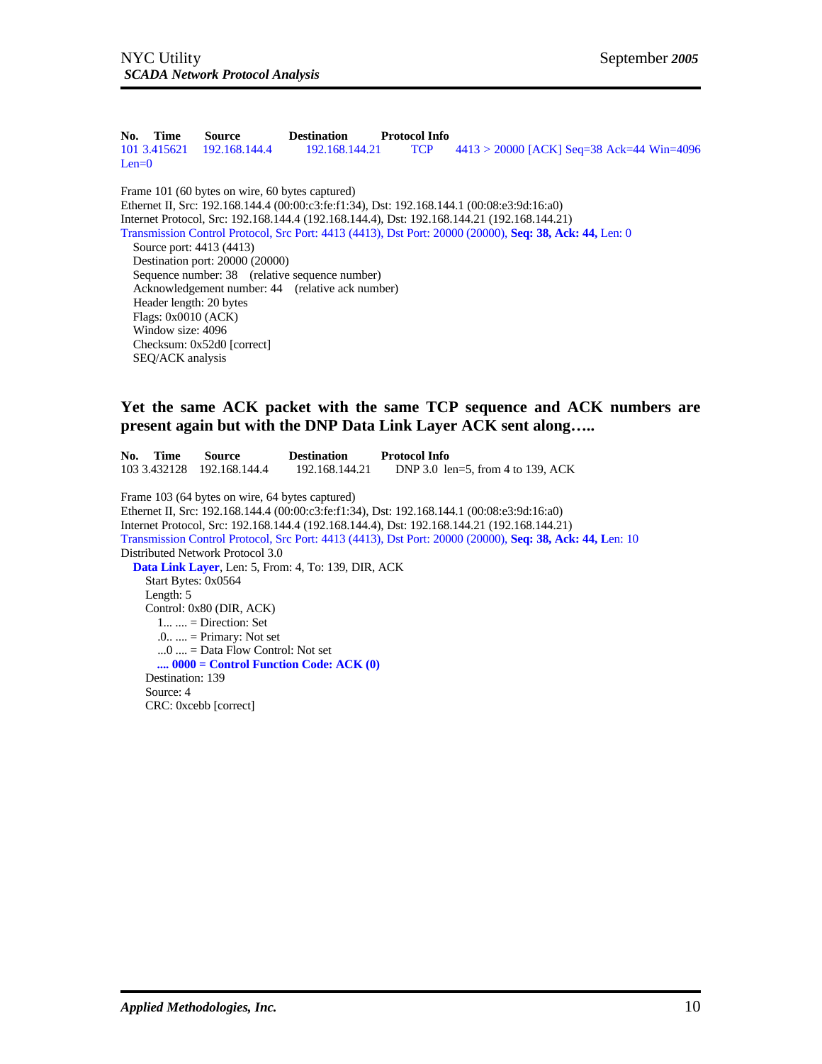**No. Time Source Destination Protocol Info**
101 3.415621 192.168.144.4 192.168.144.21 TCP 4413 > 20000 [ACK] Seq=38 Ack=44 Win=4096 Len=0

Frame 101 (60 bytes on wire, 60 bytes captured)
Ethernet II, Src: 192.168.144.4 (00:00:c3:fe:f1:34), Dst: 192.168.144.1 (00:08:e3:9d:16:a0)
Internet Protocol, Src: 192.168.144.4 (192.168.144.4), Dst: 192.168.144.21 (192.168.144.21)
Transmission Control Protocol, Src Port: 4413 (4413), Dst Port: 20000 (20000), **Seq: 38, Ack: 44,** Len: 0
  Source port: 4413 (4413)
  Destination port: 20000 (20000)
  Sequence number: 38 (relative sequence number)
  Acknowledgement number: 44 (relative ack number)
  Header length: 20 bytes
  Flags: 0x0010 (ACK)
  Window size: 4096
  Checksum: 0x52d0 [correct]
  SEQ/ACK analysis

### Yet the same ACK packet with the same TCP sequence and ACK numbers are present again but with the DNP Data Link Layer ACK sent along…..

**No. Time Source Destination Protocol Info**
103 3.432128 192.168.144.4 192.168.144.21 DNP 3.0 len=5, from 4 to 139, ACK

Frame 103 (64 bytes on wire, 64 bytes captured)
Ethernet II, Src: 192.168.144.4 (00:00:c3:fe:f1:34), Dst: 192.168.144.1 (00:08:e3:9d:16:a0)
Internet Protocol, Src: 192.168.144.4 (192.168.144.4), Dst: 192.168.144.21 (192.168.144.21)
Transmission Control Protocol, Src Port: 4413 (4413), Dst Port: 20000 (20000), **Seq: 38, Ack: 44, L**en: 10
Distributed Network Protocol 3.0
  **Data Link Layer**, Len: 5, From: 4, To: 139, DIR, ACK
    Start Bytes: 0x0564
    Length: 5
    Control: 0x80 (DIR, ACK)
      1... .... = Direction: Set
      .0.. .... = Primary: Not set
      ...0 .... = Data Flow Control: Not set
      **.... 0000 = Control Function Code: ACK (0)**
    Destination: 139
    Source: 4
    CRC: 0xcebb [correct]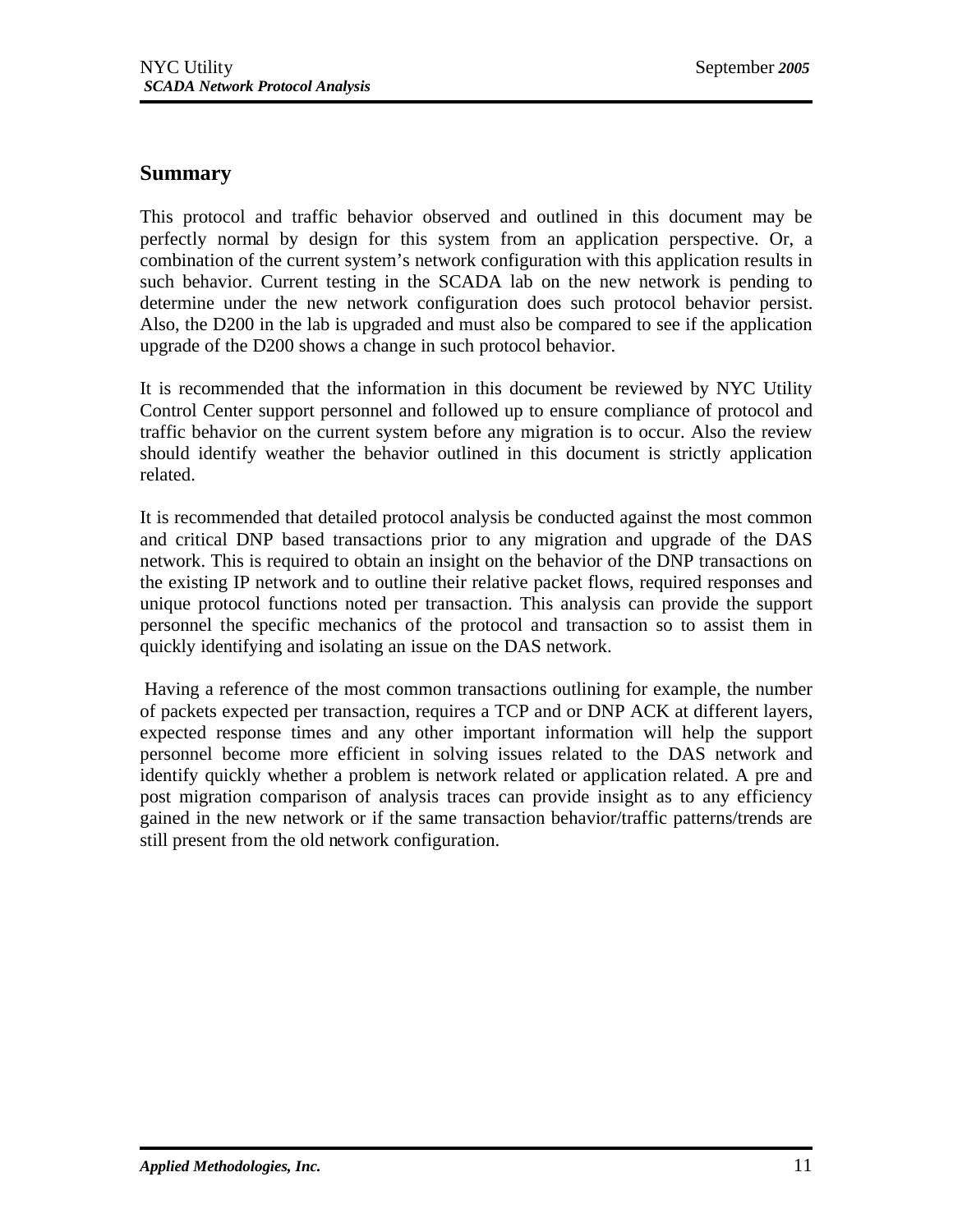## Summary

This protocol and traffic behavior observed and outlined in this document may be perfectly normal by design for this system from an application perspective. Or, a combination of the current system's network configuration with this application results in such behavior. Current testing in the SCADA lab on the new network is pending to determine under the new network configuration does such protocol behavior persist. Also, the D200 in the lab is upgraded and must also be compared to see if the application upgrade of the D200 shows a change in such protocol behavior.

It is recommended that the information in this document be reviewed by NYC Utility Control Center support personnel and followed up to ensure compliance of protocol and traffic behavior on the current system before any migration is to occur. Also the review should identify weather the behavior outlined in this document is strictly application related.

It is recommended that detailed protocol analysis be conducted against the most common and critical DNP based transactions prior to any migration and upgrade of the DAS network. This is required to obtain an insight on the behavior of the DNP transactions on the existing IP network and to outline their relative packet flows, required responses and unique protocol functions noted per transaction. This analysis can provide the support personnel the specific mechanics of the protocol and transaction so to assist them in quickly identifying and isolating an issue on the DAS network.

Having a reference of the most common transactions outlining for example, the number of packets expected per transaction, requires a TCP and or DNP ACK at different layers, expected response times and any other important information will help the support personnel become more efficient in solving issues related to the DAS network and identify quickly whether a problem is network related or application related. A pre and post migration comparison of analysis traces can provide insight as to any efficiency gained in the new network or if the same transaction behavior/traffic patterns/trends are still present from the old network configuration.